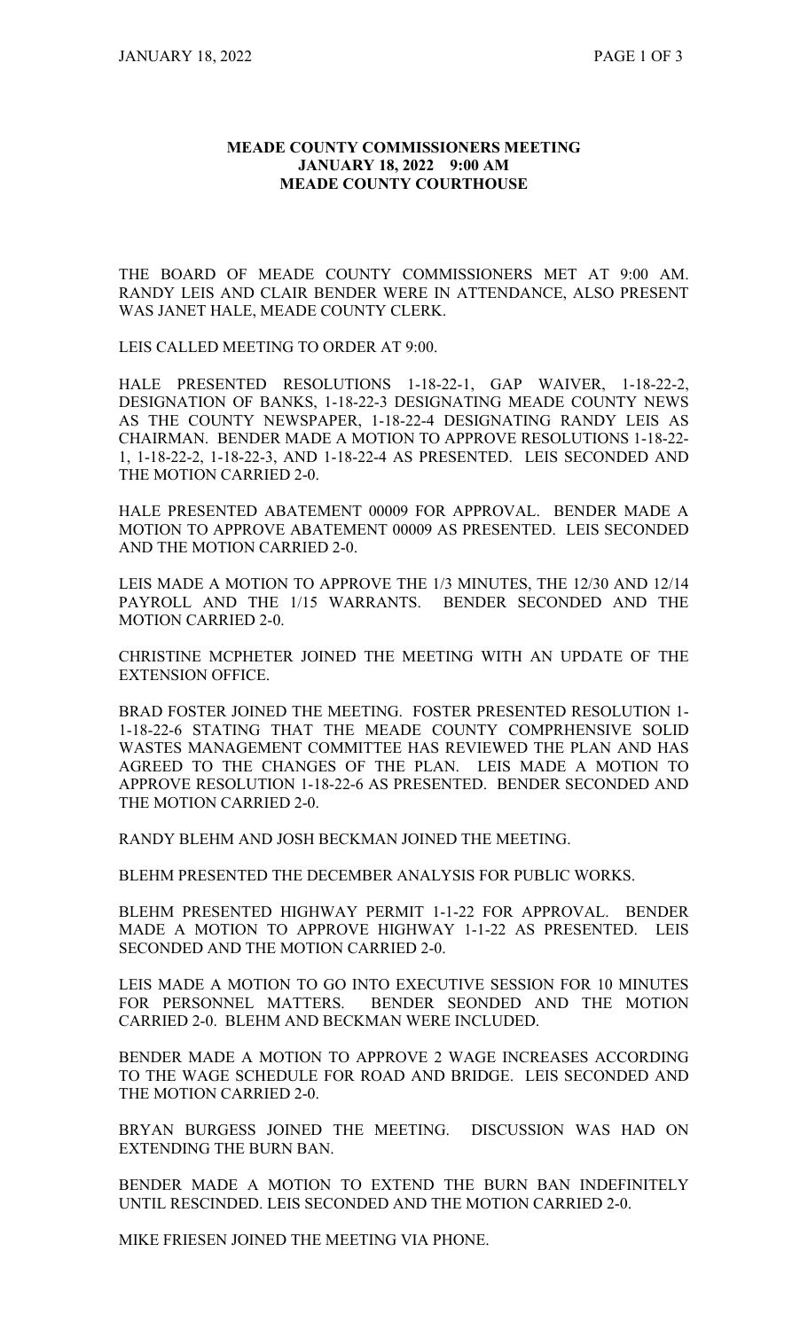**MEADE COUNTY COMMISSIONERS MEETING**
**JANUARY 18, 2022 9:00 AM**
**MEADE COUNTY COURTHOUSE**

THE BOARD OF MEADE COUNTY COMMISSIONERS MET AT 9:00 AM. RANDY LEIS AND CLAIR BENDER WERE IN ATTENDANCE, ALSO PRESENT WAS JANET HALE, MEADE COUNTY CLERK.

LEIS CALLED MEETING TO ORDER AT 9:00.

HALE PRESENTED RESOLUTIONS 1-18-22-1, GAP WAIVER, 1-18-22-2, DESIGNATION OF BANKS, 1-18-22-3 DESIGNATING MEADE COUNTY NEWS AS THE COUNTY NEWSPAPER, 1-18-22-4 DESIGNATING RANDY LEIS AS CHAIRMAN. BENDER MADE A MOTION TO APPROVE RESOLUTIONS 1-18-22-1, 1-18-22-2, 1-18-22-3, AND 1-18-22-4 AS PRESENTED. LEIS SECONDED AND THE MOTION CARRIED 2-0.

HALE PRESENTED ABATEMENT 00009 FOR APPROVAL. BENDER MADE A MOTION TO APPROVE ABATEMENT 00009 AS PRESENTED. LEIS SECONDED AND THE MOTION CARRIED 2-0.

LEIS MADE A MOTION TO APPROVE THE 1/3 MINUTES, THE 12/30 AND 12/14 PAYROLL AND THE 1/15 WARRANTS. BENDER SECONDED AND THE MOTION CARRIED 2-0.

CHRISTINE MCPHETER JOINED THE MEETING WITH AN UPDATE OF THE EXTENSION OFFICE.

BRAD FOSTER JOINED THE MEETING. FOSTER PRESENTED RESOLUTION 1-1-18-22-6 STATING THAT THE MEADE COUNTY COMPRHENSIVE SOLID WASTES MANAGEMENT COMMITTEE HAS REVIEWED THE PLAN AND HAS AGREED TO THE CHANGES OF THE PLAN. LEIS MADE A MOTION TO APPROVE RESOLUTION 1-18-22-6 AS PRESENTED. BENDER SECONDED AND THE MOTION CARRIED 2-0.

RANDY BLEHM AND JOSH BECKMAN JOINED THE MEETING.

BLEHM PRESENTED THE DECEMBER ANALYSIS FOR PUBLIC WORKS.

BLEHM PRESENTED HIGHWAY PERMIT 1-1-22 FOR APPROVAL. BENDER MADE A MOTION TO APPROVE HIGHWAY 1-1-22 AS PRESENTED. LEIS SECONDED AND THE MOTION CARRIED 2-0.

LEIS MADE A MOTION TO GO INTO EXECUTIVE SESSION FOR 10 MINUTES FOR PERSONNEL MATTERS. BENDER SEONDED AND THE MOTION CARRIED 2-0. BLEHM AND BECKMAN WERE INCLUDED.

BENDER MADE A MOTION TO APPROVE 2 WAGE INCREASES ACCORDING TO THE WAGE SCHEDULE FOR ROAD AND BRIDGE. LEIS SECONDED AND THE MOTION CARRIED 2-0.

BRYAN BURGESS JOINED THE MEETING. DISCUSSION WAS HAD ON EXTENDING THE BURN BAN.

BENDER MADE A MOTION TO EXTEND THE BURN BAN INDEFINITELY UNTIL RESCINDED. LEIS SECONDED AND THE MOTION CARRIED 2-0.

MIKE FRIESEN JOINED THE MEETING VIA PHONE.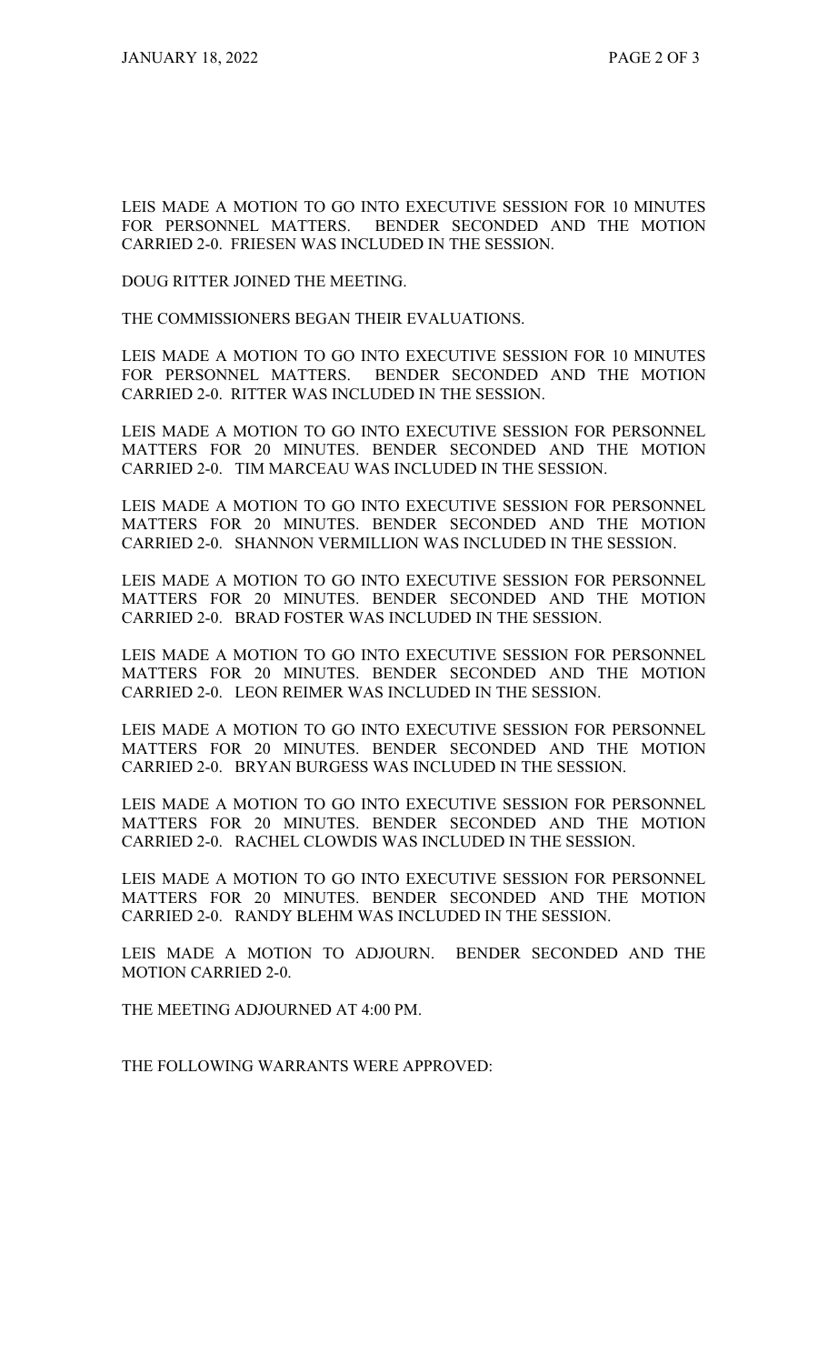LEIS MADE A MOTION TO GO INTO EXECUTIVE SESSION FOR 10 MINUTES FOR PERSONNEL MATTERS. BENDER SECONDED AND THE MOTION CARRIED 2-0. FRIESEN WAS INCLUDED IN THE SESSION.

DOUG RITTER JOINED THE MEETING.

THE COMMISSIONERS BEGAN THEIR EVALUATIONS.

LEIS MADE A MOTION TO GO INTO EXECUTIVE SESSION FOR 10 MINUTES FOR PERSONNEL MATTERS. BENDER SECONDED AND THE MOTION CARRIED 2-0. RITTER WAS INCLUDED IN THE SESSION.

LEIS MADE A MOTION TO GO INTO EXECUTIVE SESSION FOR PERSONNEL MATTERS FOR 20 MINUTES. BENDER SECONDED AND THE MOTION CARRIED 2-0. TIM MARCEAU WAS INCLUDED IN THE SESSION.

LEIS MADE A MOTION TO GO INTO EXECUTIVE SESSION FOR PERSONNEL MATTERS FOR 20 MINUTES. BENDER SECONDED AND THE MOTION CARRIED 2-0. SHANNON VERMILLION WAS INCLUDED IN THE SESSION.

LEIS MADE A MOTION TO GO INTO EXECUTIVE SESSION FOR PERSONNEL MATTERS FOR 20 MINUTES. BENDER SECONDED AND THE MOTION CARRIED 2-0. BRAD FOSTER WAS INCLUDED IN THE SESSION.

LEIS MADE A MOTION TO GO INTO EXECUTIVE SESSION FOR PERSONNEL MATTERS FOR 20 MINUTES. BENDER SECONDED AND THE MOTION CARRIED 2-0. LEON REIMER WAS INCLUDED IN THE SESSION.

LEIS MADE A MOTION TO GO INTO EXECUTIVE SESSION FOR PERSONNEL MATTERS FOR 20 MINUTES. BENDER SECONDED AND THE MOTION CARRIED 2-0. BRYAN BURGESS WAS INCLUDED IN THE SESSION.

LEIS MADE A MOTION TO GO INTO EXECUTIVE SESSION FOR PERSONNEL MATTERS FOR 20 MINUTES. BENDER SECONDED AND THE MOTION CARRIED 2-0. RACHEL CLOWDIS WAS INCLUDED IN THE SESSION.

LEIS MADE A MOTION TO GO INTO EXECUTIVE SESSION FOR PERSONNEL MATTERS FOR 20 MINUTES. BENDER SECONDED AND THE MOTION CARRIED 2-0. RANDY BLEHM WAS INCLUDED IN THE SESSION.

LEIS MADE A MOTION TO ADJOURN. BENDER SECONDED AND THE MOTION CARRIED 2-0.

THE MEETING ADJOURNED AT 4:00 PM.

THE FOLLOWING WARRANTS WERE APPROVED: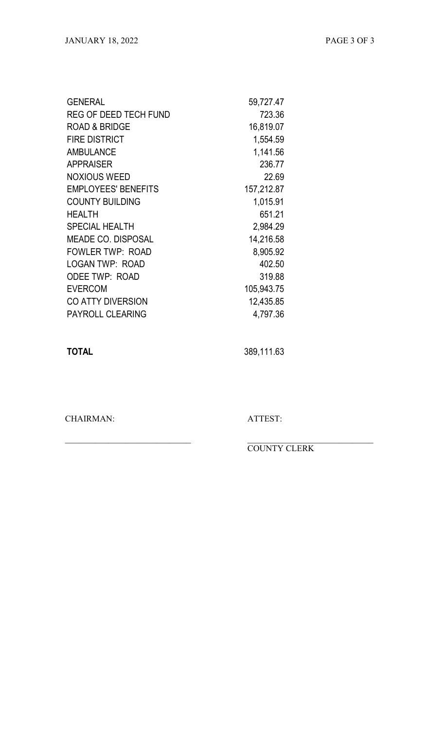| | |
|---|---|
| GENERAL | 59,727.47 |
| REG OF DEED TECH FUND | 723.36 |
| ROAD & BRIDGE | 16,819.07 |
| FIRE DISTRICT | 1,554.59 |
| AMBULANCE | 1,141.56 |
| APPRAISER | 236.77 |
| NOXIOUS WEED | 22.69 |
| EMPLOYEES' BENEFITS | 157,212.87 |
| COUNTY BUILDING | 1,015.91 |
| HEALTH | 651.21 |
| SPECIAL HEALTH | 2,984.29 |
| MEADE CO. DISPOSAL | 14,216.58 |
| FOWLER TWP: ROAD | 8,905.92 |
| LOGAN TWP: ROAD | 402.50 |
| ODEE TWP: ROAD | 319.88 |
| EVERCOM | 105,943.75 |
| CO ATTY DIVERSION | 12,435.85 |
| PAYROLL CLEARING | 4,797.36 |
| **TOTAL** | 389,111.63 |

CHAIRMAN: ____________________________

ATTEST: ____________________________
COUNTY CLERK